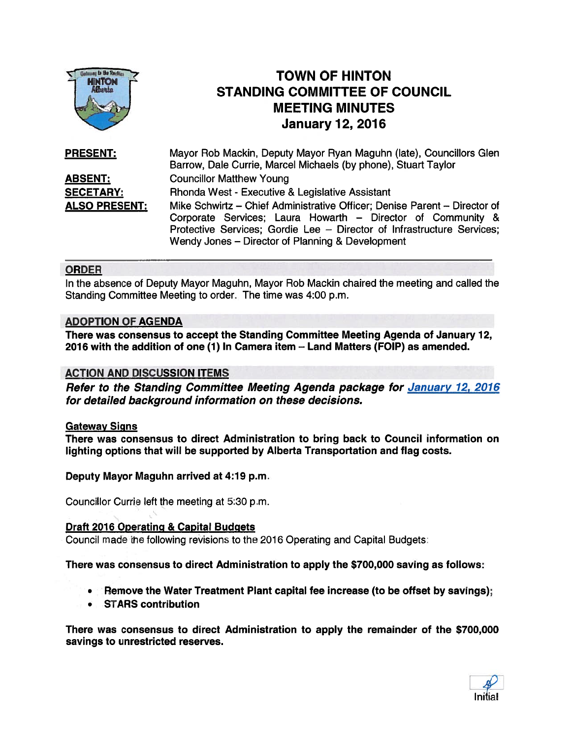# TOWN OF HINTON
# STANDING COMMITTEE OF COUNCIL
# MEETING MINUTES
# January 12, 2016

**PRESENT:** Mayor Rob Mackin, Deputy Mayor Ryan Maguhn (late), Councillors Glen Barrow, Dale Currie, Marcel Michaels (by phone), Stuart Taylor

**ABSENT:** Councillor Matthew Young

**SECETARY:** Rhonda West - Executive & Legislative Assistant

**ALSO PRESENT:** Mike Schwirtz – Chief Administrative Officer; Denise Parent – Director of Corporate Services; Laura Howarth – Director of Community & Protective Services; Gordie Lee – Director of Infrastructure Services; Wendy Jones – Director of Planning & Development

---

## ORDER

In the absence of Deputy Mayor Maguhn, Mayor Rob Mackin chaired the meeting and called the Standing Committee Meeting to order. The time was 4:00 p.m.

## ADOPTION OF AGENDA

**There was consensus to accept the Standing Committee Meeting Agenda of January 12, 2016 with the addition of one (1) In Camera item – Land Matters (FOIP) as amended.**

## ACTION AND DISCUSSION ITEMS

***Refer to the Standing Committee Meeting Agenda package for January 12, 2016 for detailed background information on these decisions.***

### Gateway Signs

**There was consensus to direct Administration to bring back to Council information on lighting options that will be supported by Alberta Transportation and flag costs.**

**Deputy Mayor Maguhn arrived at 4:19 p.m.**

Councillor Currie left the meeting at 5:30 p.m.

### Draft 2016 Operating & Capital Budgets

Council made the following revisions to the 2016 Operating and Capital Budgets:

**There was consensus to direct Administration to apply the $700,000 saving as follows:**

- **Remove the Water Treatment Plant capital fee increase (to be offset by savings);**
- **STARS contribution**

**There was consensus to direct Administration to apply the remainder of the $700,000 savings to unrestricted reserves.**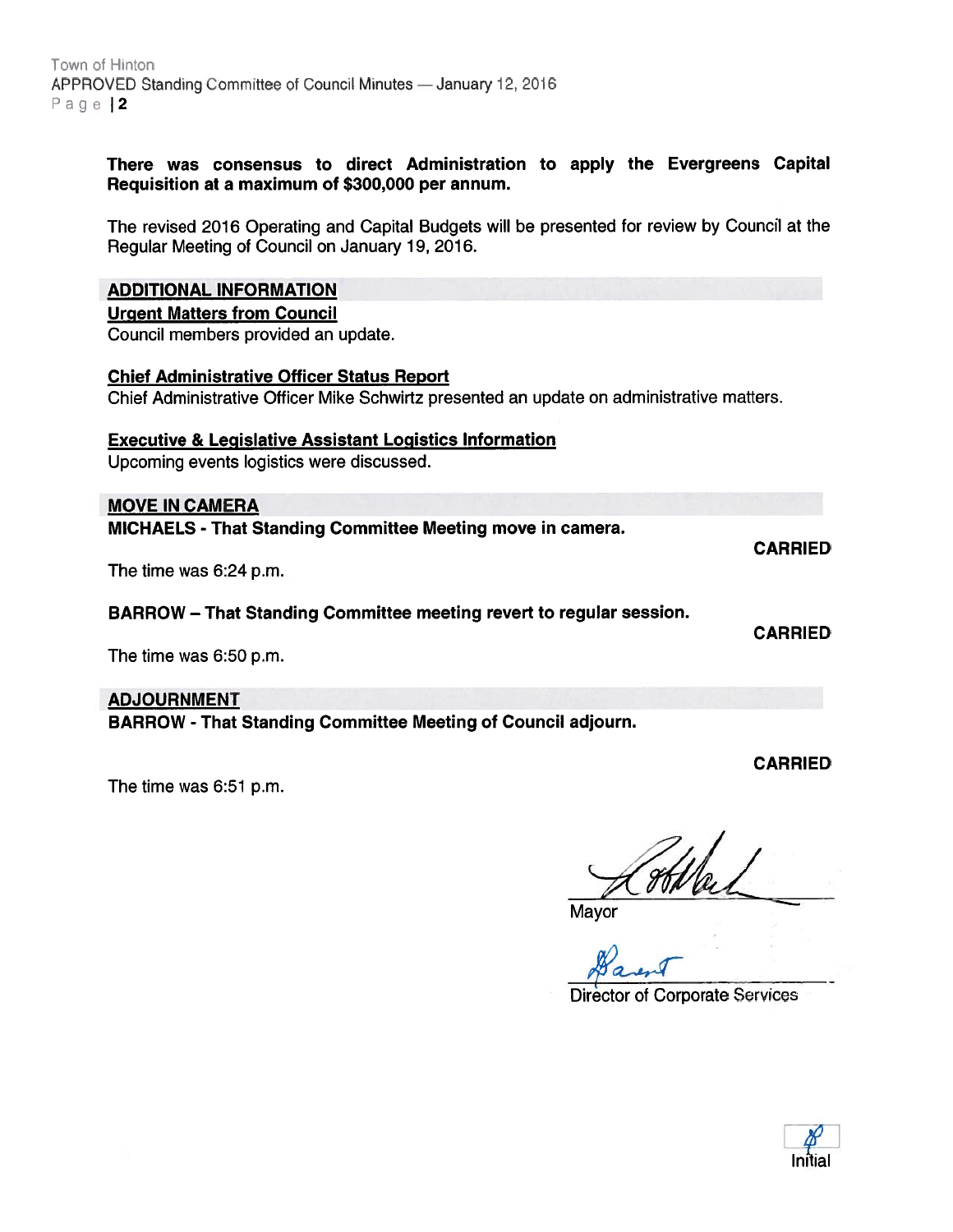**There was consensus to direct Administration to apply the Evergreens Capital Requisition at a maximum of $300,000 per annum.**

The revised 2016 Operating and Capital Budgets will be presented for review by Council at the Regular Meeting of Council on January 19, 2016.

## ADDITIONAL INFORMATION

**Urgent Matters from Council**

Council members provided an update.

**Chief Administrative Officer Status Report**

Chief Administrative Officer Mike Schwirtz presented an update on administrative matters.

**Executive & Legislative Assistant Logistics Information**

Upcoming events logistics were discussed.

## MOVE IN CAMERA

**MICHAELS - That Standing Committee Meeting move in camera.**

**CARRIED**

The time was 6:24 p.m.

**BARROW – That Standing Committee meeting revert to regular session.**

**CARRIED**

The time was 6:50 p.m.

## ADJOURNMENT

**BARROW - That Standing Committee Meeting of Council adjourn.**

**CARRIED**

The time was 6:51 p.m.

Mayor

Director of Corporate Services

Initial